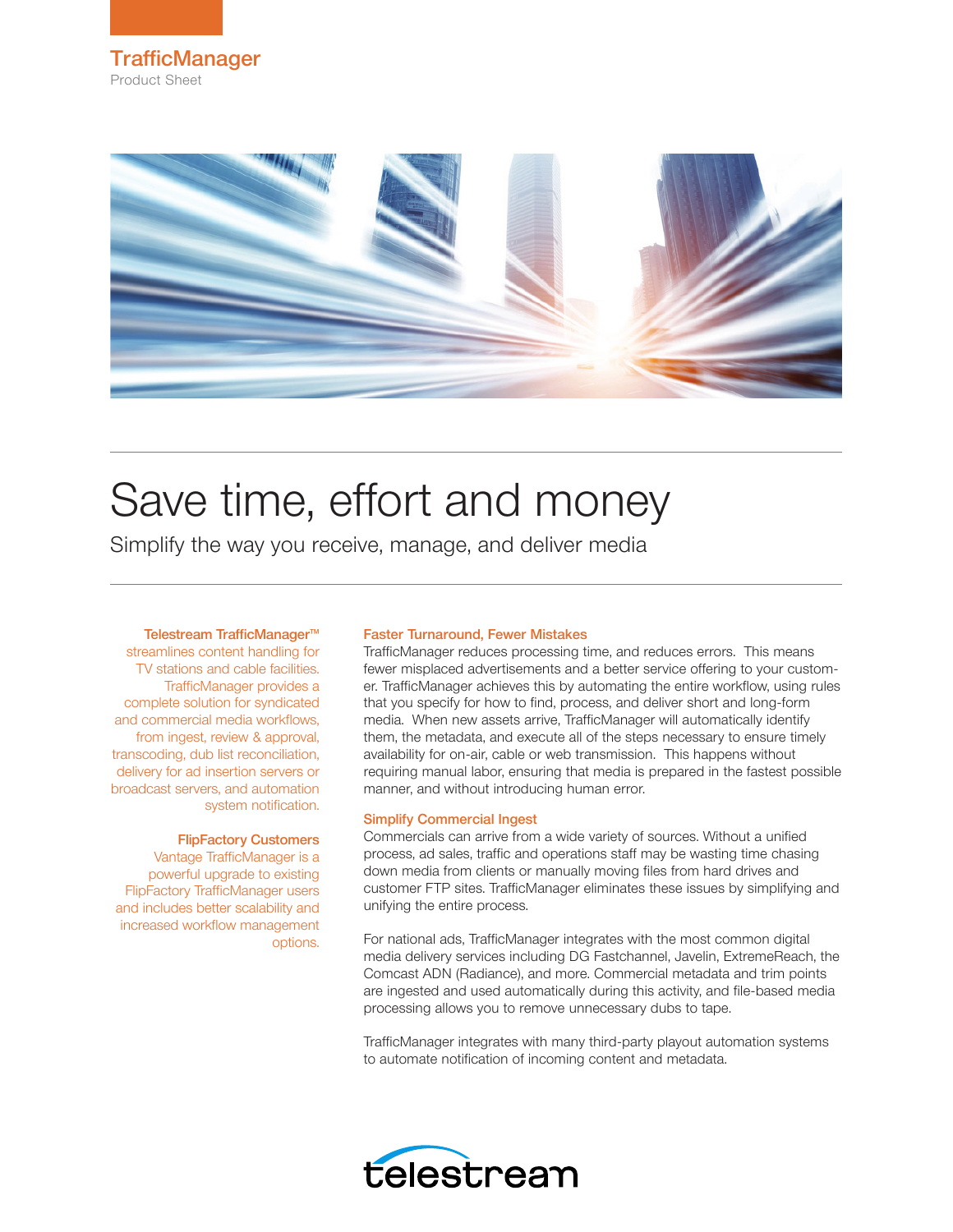# TrafficManager

Product Sheet

# Save time, effort and money

## Simplify the way you receive, manage, and deliver media

**Telestream TrafficManager™** streamlines content handling for TV stations and cable facilities. TrafficManager provides a complete solution for syndicated and commercial media workflows, from ingest, review & approval, transcoding, dub list reconciliation, delivery for ad insertion servers or broadcast servers, and automation system notification.

**FlipFactory Customers**
Vantage TrafficManager is a powerful upgrade to existing FlipFactory TrafficManager users and includes better scalability and increased workflow management options.

### Faster Turnaround, Fewer Mistakes

TrafficManager reduces processing time, and reduces errors. This means fewer misplaced advertisements and a better service offering to your customer. TrafficManager achieves this by automating the entire workflow, using rules that you specify for how to find, process, and deliver short and long-form media. When new assets arrive, TrafficManager will automatically identify them, the metadata, and execute all of the steps necessary to ensure timely availability for on-air, cable or web transmission. This happens without requiring manual labor, ensuring that media is prepared in the fastest possible manner, and without introducing human error.

### Simplify Commercial Ingest

Commercials can arrive from a wide variety of sources. Without a unified process, ad sales, traffic and operations staff may be wasting time chasing down media from clients or manually moving files from hard drives and customer FTP sites. TrafficManager eliminates these issues by simplifying and unifying the entire process.

For national ads, TrafficManager integrates with the most common digital media delivery services including DG Fastchannel, Javelin, ExtremeReach, the Comcast ADN (Radiance), and more. Commercial metadata and trim points are ingested and used automatically during this activity, and file-based media processing allows you to remove unnecessary dubs to tape.

TrafficManager integrates with many third-party playout automation systems to automate notification of incoming content and metadata.

telestream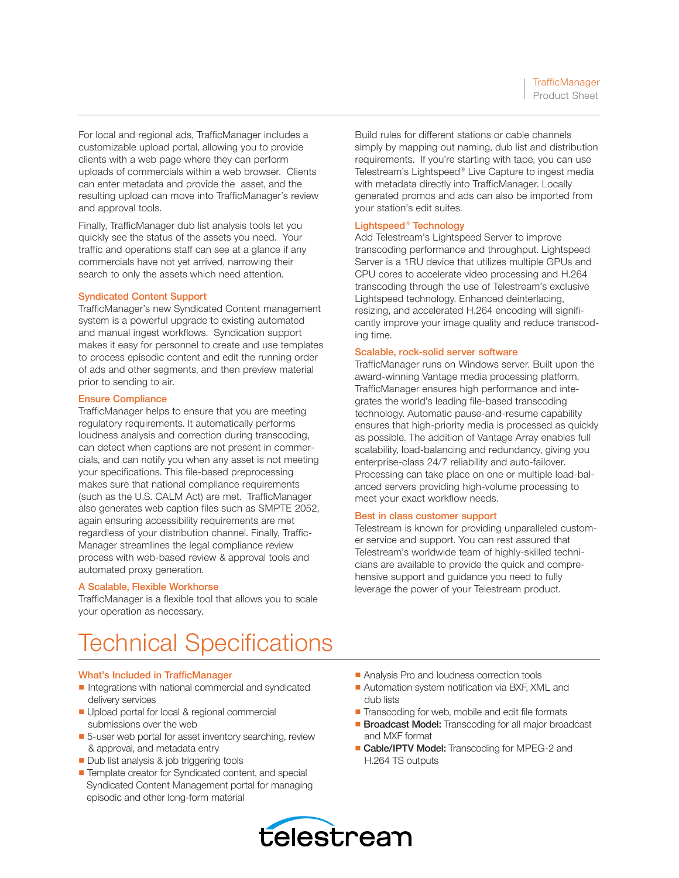For local and regional ads, TrafficManager includes a customizable upload portal, allowing you to provide clients with a web page where they can perform uploads of commercials within a web browser. Clients can enter metadata and provide the asset, and the resulting upload can move into TrafficManager's review and approval tools.

Finally, TrafficManager dub list analysis tools let you quickly see the status of the assets you need. Your traffic and operations staff can see at a glance if any commercials have not yet arrived, narrowing their search to only the assets which need attention.

### Syndicated Content Support

TrafficManager's new Syndicated Content management system is a powerful upgrade to existing automated and manual ingest workflows. Syndication support makes it easy for personnel to create and use templates to process episodic content and edit the running order of ads and other segments, and then preview material prior to sending to air.

### Ensure Compliance

TrafficManager helps to ensure that you are meeting regulatory requirements. It automatically performs loudness analysis and correction during transcoding, can detect when captions are not present in commercials, and can notify you when any asset is not meeting your specifications. This file-based preprocessing makes sure that national compliance requirements (such as the U.S. CALM Act) are met. TrafficManager also generates web caption files such as SMPTE 2052, again ensuring accessibility requirements are met regardless of your distribution channel. Finally, TrafficManager streamlines the legal compliance review process with web-based review & approval tools and automated proxy generation.

### A Scalable, Flexible Workhorse

TrafficManager is a flexible tool that allows you to scale your operation as necessary.

Build rules for different stations or cable channels simply by mapping out naming, dub list and distribution requirements. If you're starting with tape, you can use Telestream's Lightspeed® Live Capture to ingest media with metadata directly into TrafficManager. Locally generated promos and ads can also be imported from your station's edit suites.

### Lightspeed® Technology

Add Telestream's Lightspeed Server to improve transcoding performance and throughput. Lightspeed Server is a 1RU device that utilizes multiple GPUs and CPU cores to accelerate video processing and H.264 transcoding through the use of Telestream's exclusive Lightspeed technology. Enhanced deinterlacing, resizing, and accelerated H.264 encoding will significantly improve your image quality and reduce transcoding time.

### Scalable, rock-solid server software

TrafficManager runs on Windows server. Built upon the award-winning Vantage media processing platform, TrafficManager ensures high performance and integrates the world's leading file-based transcoding technology. Automatic pause-and-resume capability ensures that high-priority media is processed as quickly as possible. The addition of Vantage Array enables full scalability, load-balancing and redundancy, giving you enterprise-class 24/7 reliability and auto-failover. Processing can take place on one or multiple load-balanced servers providing high-volume processing to meet your exact workflow needs.

### Best in class customer support

Telestream is known for providing unparalleled customer service and support. You can rest assured that Telestream's worldwide team of highly-skilled technicians are available to provide the quick and comprehensive support and guidance you need to fully leverage the power of your Telestream product.

# Technical Specifications

### What's Included in TrafficManager

- Integrations with national commercial and syndicated delivery services
- Upload portal for local & regional commercial submissions over the web
- 5-user web portal for asset inventory searching, review & approval, and metadata entry
- Dub list analysis & job triggering tools
- Template creator for Syndicated content, and special Syndicated Content Management portal for managing episodic and other long-form material
- Analysis Pro and loudness correction tools
- Automation system notification via BXF, XML and dub lists
- Transcoding for web, mobile and edit file formats
- **Broadcast Model:** Transcoding for all major broadcast and MXF format
- **Cable/IPTV Model:** Transcoding for MPEG-2 and H.264 TS outputs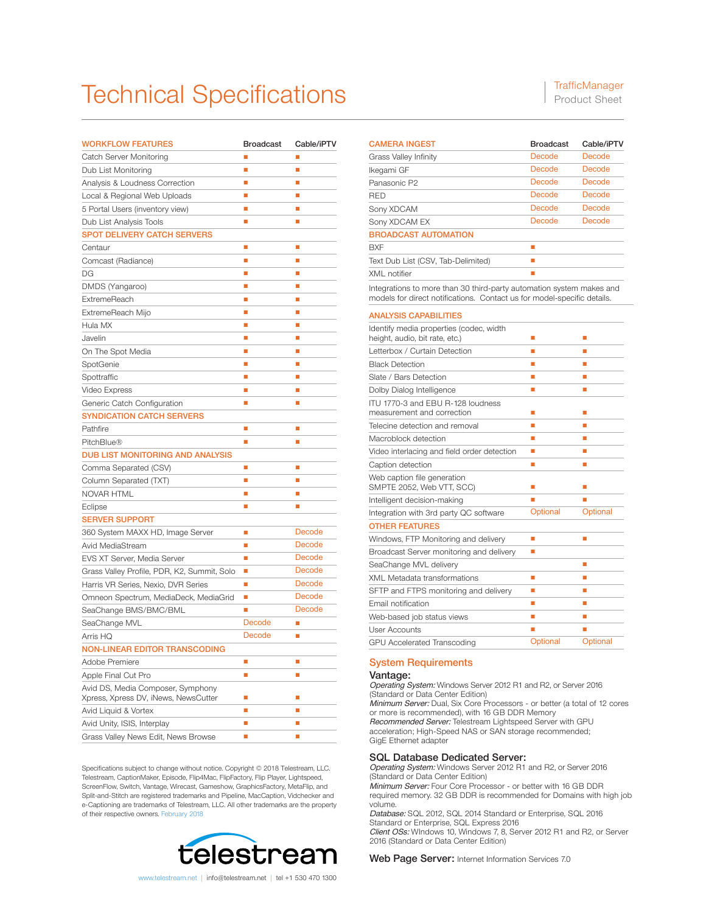// Technical Specifications

# Technical Specifications

TrafficManager Product Sheet

| WORKFLOW FEATURES | Broadcast | Cable/iPTV |
|---|---|---|
| Catch Server Monitoring | ■ | ■ |
| Dub List Monitoring | ■ | ■ |
| Analysis & Loudness Correction | ■ | ■ |
| Local & Regional Web Uploads | ■ | ■ |
| 5 Portal Users (inventory view) | ■ | ■ |
| Dub List Analysis Tools | ■ | ■ |
| **SPOT DELIVERY CATCH SERVERS** | | |
| Centaur | ■ | ■ |
| Comcast (Radiance) | ■ | ■ |
| DG | ■ | ■ |
| DMDS (Yangaroo) | ■ | ■ |
| ExtremeReach | ■ | ■ |
| ExtremeReach Mijo | ■ | ■ |
| Hula MX | ■ | ■ |
| Javelin | ■ | ■ |
| On The Spot Media | ■ | ■ |
| SpotGenie | ■ | ■ |
| Spottraffic | ■ | ■ |
| Video Express | ■ | ■ |
| Generic Catch Configuration | ■ | ■ |
| **SYNDICATION CATCH SERVERS** | | |
| Pathfire | ■ | ■ |
| PitchBlue® | ■ | ■ |
| **DUB LIST MONITORING AND ANALYSIS** | | |
| Comma Separated (CSV) | ■ | ■ |
| Column Separated (TXT) | ■ | ■ |
| NOVAR HTML | ■ | ■ |
| Eclipse | ■ | ■ |
| **SERVER SUPPORT** | | |
| 360 System MAXX HD, Image Server | ■ | Decode |
| Avid MediaStream | ■ | Decode |
| EVS XT Server, Media Server | ■ | Decode |
| Grass Valley Profile, PDR, K2, Summit, Solo | ■ | Decode |
| Harris VR Series, Nexio, DVR Series | ■ | Decode |
| Omneon Spectrum, MediaDeck, MediaGrid | ■ | Decode |
| SeaChange BMS/BMC/BML | ■ | Decode |
| SeaChange MVL | Decode | ■ |
| Arris HQ | Decode | ■ |
| **NON-LINEAR EDITOR TRANSCODING** | | |
| Adobe Premiere | ■ | ■ |
| Apple Final Cut Pro | ■ | ■ |
| Avid DS, Media Composer, Symphony Xpress, Xpress DV, iNews, NewsCutter | ■ | ■ |
| Avid Liquid & Vortex | ■ | ■ |
| Avid Unity, ISIS, Interplay | ■ | ■ |
| Grass Valley News Edit, News Browse | ■ | ■ |

| CAMERA INGEST | Broadcast | Cable/iPTV |
|---|---|---|
| Grass Valley Infinity | Decode | Decode |
| Ikegami GF | Decode | Decode |
| Panasonic P2 | Decode | Decode |
| RED | Decode | Decode |
| Sony XDCAM | Decode | Decode |
| Sony XDCAM EX | Decode | Decode |
| **BROADCAST AUTOMATION** | | |
| BXF | ■ | |
| Text Dub List (CSV, Tab-Delimited) | ■ | |
| XML notifier | ■ | |

Integrations to more than 30 third-party automation system makes and models for direct notifications. Contact us for model-specific details.

| ANALYSIS CAPABILITIES | Broadcast | Cable/iPTV |
|---|---|---|
| Identify media properties (codec, width height, audio, bit rate, etc.) | ■ | ■ |
| Letterbox / Curtain Detection | ■ | ■ |
| Black Detection | ■ | ■ |
| Slate / Bars Detection | ■ | ■ |
| Dolby Dialog Intelligence | ■ | ■ |
| ITU 1770-3 and EBU R-128 loudness measurement and correction | ■ | ■ |
| Telecine detection and removal | ■ | ■ |
| Macroblock detection | ■ | ■ |
| Video interlacing and field order detection | ■ | ■ |
| Caption detection | ■ | ■ |
| Web caption file generation SMPTE 2052, Web VTT, SCC) | ■ | ■ |
| Intelligent decision-making | ■ | ■ |
| Integration with 3rd party QC software | Optional | Optional |
| **OTHER FEATURES** | | |
| Windows, FTP Monitoring and delivery | ■ | ■ |
| Broadcast Server monitoring and delivery | ■ | |
| SeaChange MVL delivery | | ■ |
| XML Metadata transformations | ■ | ■ |
| SFTP and FTPS monitoring and delivery | ■ | ■ |
| Email notification | ■ | ■ |
| Web-based job status views | ■ | ■ |
| User Accounts | ■ | ■ |
| GPU Accelerated Transcoding | Optional | Optional |

## System Requirements

### Vantage:

*Operating System:* Windows Server 2012 R1 and R2, or Server 2016 (Standard or Data Center Edition)
*Minimum Server:* Dual, Six Core Processors - or better (a total of 12 cores or more is recommended), with 16 GB DDR Memory
*Recommended Server:* Telestream Lightspeed Server with GPU acceleration; High-Speed NAS or SAN storage recommended; GigE Ethernet adapter

### SQL Database Dedicated Server:

*Operating System:* Windows Server 2012 R1 and R2, or Server 2016 (Standard or Data Center Edition)
*Minimum Server:* Four Core Processor - or better with 16 GB DDR required memory. 32 GB DDR is recommended for Domains with high job volume.
*Database:* SQL 2012, SQL 2014 Standard or Enterprise, SQL 2016 Standard or Enterprise, SQL Express 2016
*Client OSs:* WIndows 10, Windows 7, 8, Server 2012 R1 and R2, or Server 2016 (Standard or Data Center Edition)

**Web Page Server:** Internet Information Services 7.0

Specifications subject to change without notice. Copyright © 2018 Telestream, LLC. Telestream, CaptionMaker, Episode, Flip4Mac, FlipFactory, Flip Player, Lightspeed, ScreenFlow, Switch, Vantage, Wirecast, Gameshow, GraphicsFactory, MetaFlip, and Split-and-Stitch are registered trademarks and Pipeline, MacCaption, Vidchecker and e-Captioning are trademarks of Telestream, LLC. All other trademarks are the property of their respective owners. February 2018

telestream

www.telestream.net | info@telestream.net | tel +1 530 470 1300